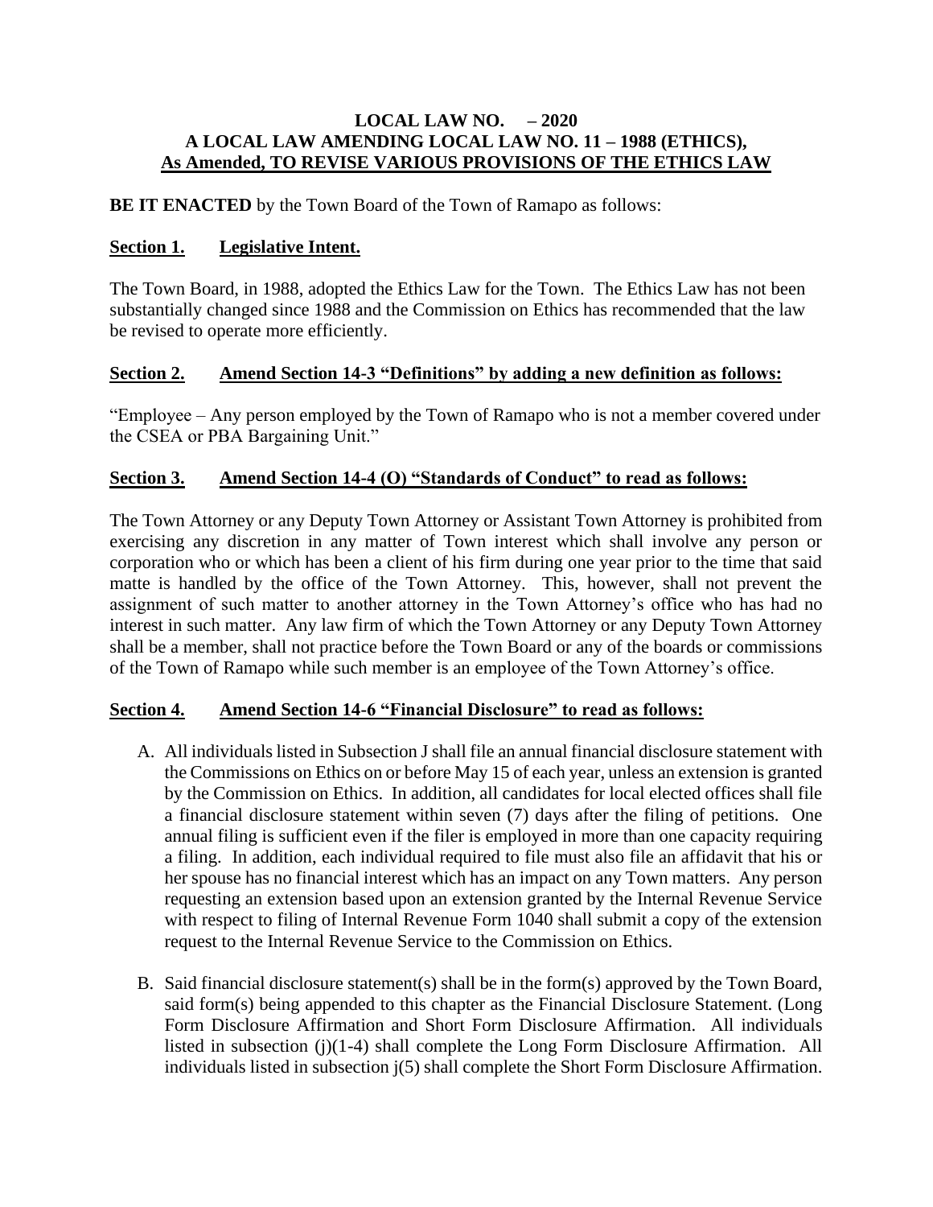**LOCAL LAW NO. – 2020**
**A LOCAL LAW AMENDING LOCAL LAW NO. 11 – 1988 (ETHICS),**
**As Amended, TO REVISE VARIOUS PROVISIONS OF THE ETHICS LAW**

**BE IT ENACTED** by the Town Board of the Town of Ramapo as follows:

## Section 1. Legislative Intent.

The Town Board, in 1988, adopted the Ethics Law for the Town. The Ethics Law has not been substantially changed since 1988 and the Commission on Ethics has recommended that the law be revised to operate more efficiently.

## Section 2. Amend Section 14-3 "Definitions" by adding a new definition as follows:

"Employee – Any person employed by the Town of Ramapo who is not a member covered under the CSEA or PBA Bargaining Unit."

## Section 3. Amend Section 14-4 (O) "Standards of Conduct" to read as follows:

The Town Attorney or any Deputy Town Attorney or Assistant Town Attorney is prohibited from exercising any discretion in any matter of Town interest which shall involve any person or corporation who or which has been a client of his firm during one year prior to the time that said matte is handled by the office of the Town Attorney. This, however, shall not prevent the assignment of such matter to another attorney in the Town Attorney's office who has had no interest in such matter. Any law firm of which the Town Attorney or any Deputy Town Attorney shall be a member, shall not practice before the Town Board or any of the boards or commissions of the Town of Ramapo while such member is an employee of the Town Attorney's office.

## Section 4. Amend Section 14-6 "Financial Disclosure" to read as follows:

A. All individuals listed in Subsection J shall file an annual financial disclosure statement with the Commissions on Ethics on or before May 15 of each year, unless an extension is granted by the Commission on Ethics. In addition, all candidates for local elected offices shall file a financial disclosure statement within seven (7) days after the filing of petitions. One annual filing is sufficient even if the filer is employed in more than one capacity requiring a filing. In addition, each individual required to file must also file an affidavit that his or her spouse has no financial interest which has an impact on any Town matters. Any person requesting an extension based upon an extension granted by the Internal Revenue Service with respect to filing of Internal Revenue Form 1040 shall submit a copy of the extension request to the Internal Revenue Service to the Commission on Ethics.

B. Said financial disclosure statement(s) shall be in the form(s) approved by the Town Board, said form(s) being appended to this chapter as the Financial Disclosure Statement. (Long Form Disclosure Affirmation and Short Form Disclosure Affirmation. All individuals listed in subsection (j)(1-4) shall complete the Long Form Disclosure Affirmation. All individuals listed in subsection j(5) shall complete the Short Form Disclosure Affirmation.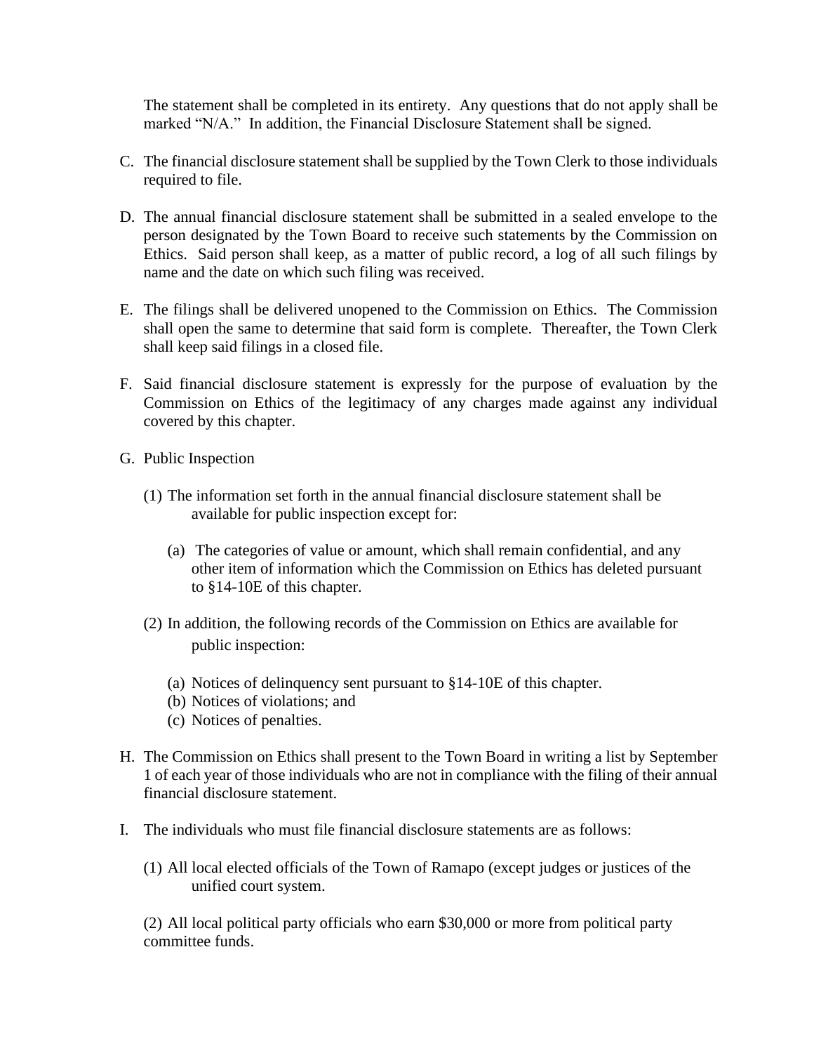The statement shall be completed in its entirety. Any questions that do not apply shall be marked "N/A." In addition, the Financial Disclosure Statement shall be signed.

C. The financial disclosure statement shall be supplied by the Town Clerk to those individuals required to file.

D. The annual financial disclosure statement shall be submitted in a sealed envelope to the person designated by the Town Board to receive such statements by the Commission on Ethics. Said person shall keep, as a matter of public record, a log of all such filings by name and the date on which such filing was received.

E. The filings shall be delivered unopened to the Commission on Ethics. The Commission shall open the same to determine that said form is complete. Thereafter, the Town Clerk shall keep said filings in a closed file.

F. Said financial disclosure statement is expressly for the purpose of evaluation by the Commission on Ethics of the legitimacy of any charges made against any individual covered by this chapter.

G. Public Inspection

   (1) The information set forth in the annual financial disclosure statement shall be available for public inspection except for:

      (a) The categories of value or amount, which shall remain confidential, and any other item of information which the Commission on Ethics has deleted pursuant to §14-10E of this chapter.

   (2) In addition, the following records of the Commission on Ethics are available for public inspection:

      (a) Notices of delinquency sent pursuant to §14-10E of this chapter.
      (b) Notices of violations; and
      (c) Notices of penalties.

H. The Commission on Ethics shall present to the Town Board in writing a list by September 1 of each year of those individuals who are not in compliance with the filing of their annual financial disclosure statement.

I. The individuals who must file financial disclosure statements are as follows:

   (1) All local elected officials of the Town of Ramapo (except judges or justices of the unified court system.

   (2) All local political party officials who earn $30,000 or more from political party committee funds.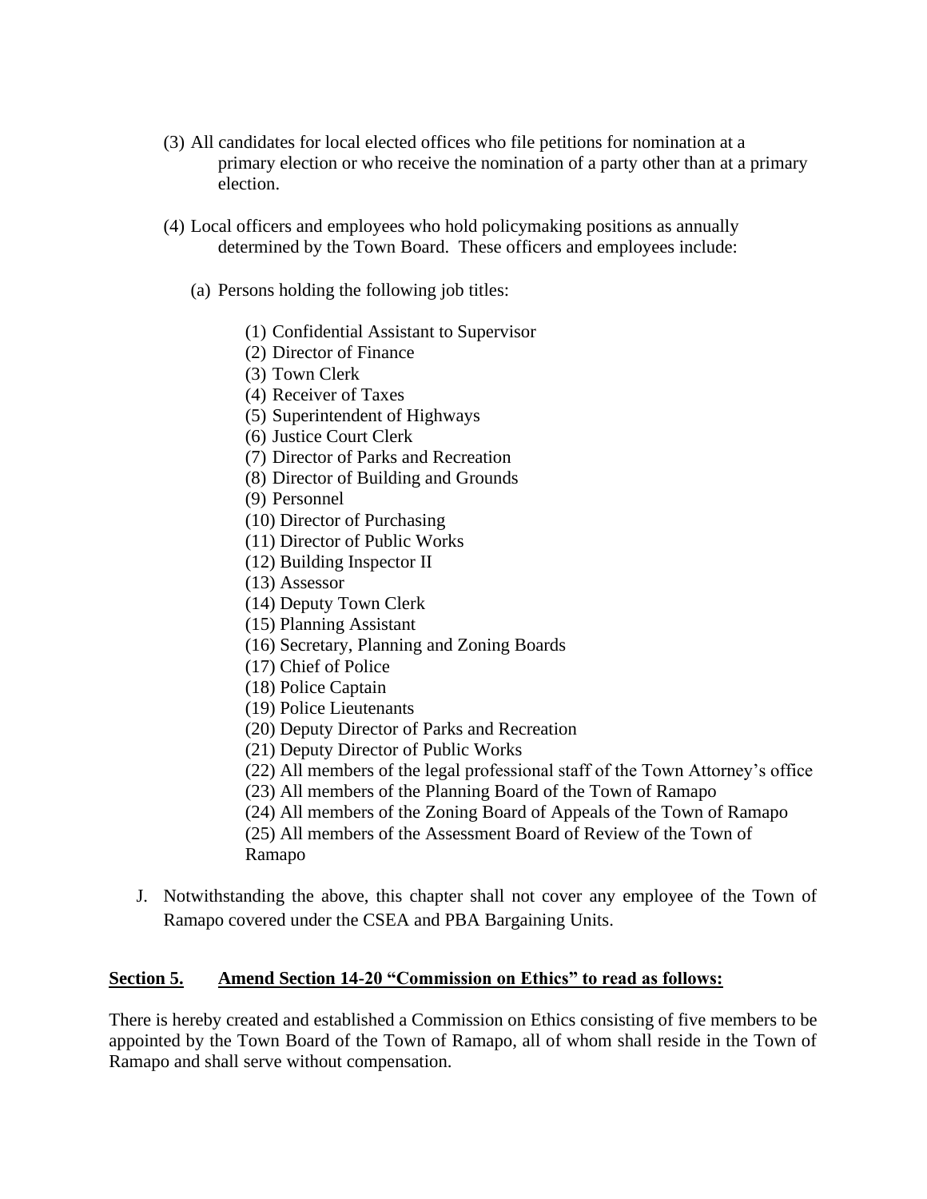(3) All candidates for local elected offices who file petitions for nomination at a primary election or who receive the nomination of a party other than at a primary election.

(4) Local officers and employees who hold policymaking positions as annually determined by the Town Board. These officers and employees include:

(a) Persons holding the following job titles:

(1) Confidential Assistant to Supervisor
(2) Director of Finance
(3) Town Clerk
(4) Receiver of Taxes
(5) Superintendent of Highways
(6) Justice Court Clerk
(7) Director of Parks and Recreation
(8) Director of Building and Grounds
(9) Personnel
(10) Director of Purchasing
(11) Director of Public Works
(12) Building Inspector II
(13) Assessor
(14) Deputy Town Clerk
(15) Planning Assistant
(16) Secretary, Planning and Zoning Boards
(17) Chief of Police
(18) Police Captain
(19) Police Lieutenants
(20) Deputy Director of Parks and Recreation
(21) Deputy Director of Public Works
(22) All members of the legal professional staff of the Town Attorney's office
(23) All members of the Planning Board of the Town of Ramapo
(24) All members of the Zoning Board of Appeals of the Town of Ramapo
(25) All members of the Assessment Board of Review of the Town of Ramapo

J. Notwithstanding the above, this chapter shall not cover any employee of the Town of Ramapo covered under the CSEA and PBA Bargaining Units.

**Section 5. Amend Section 14-20 "Commission on Ethics" to read as follows:**

There is hereby created and established a Commission on Ethics consisting of five members to be appointed by the Town Board of the Town of Ramapo, all of whom shall reside in the Town of Ramapo and shall serve without compensation.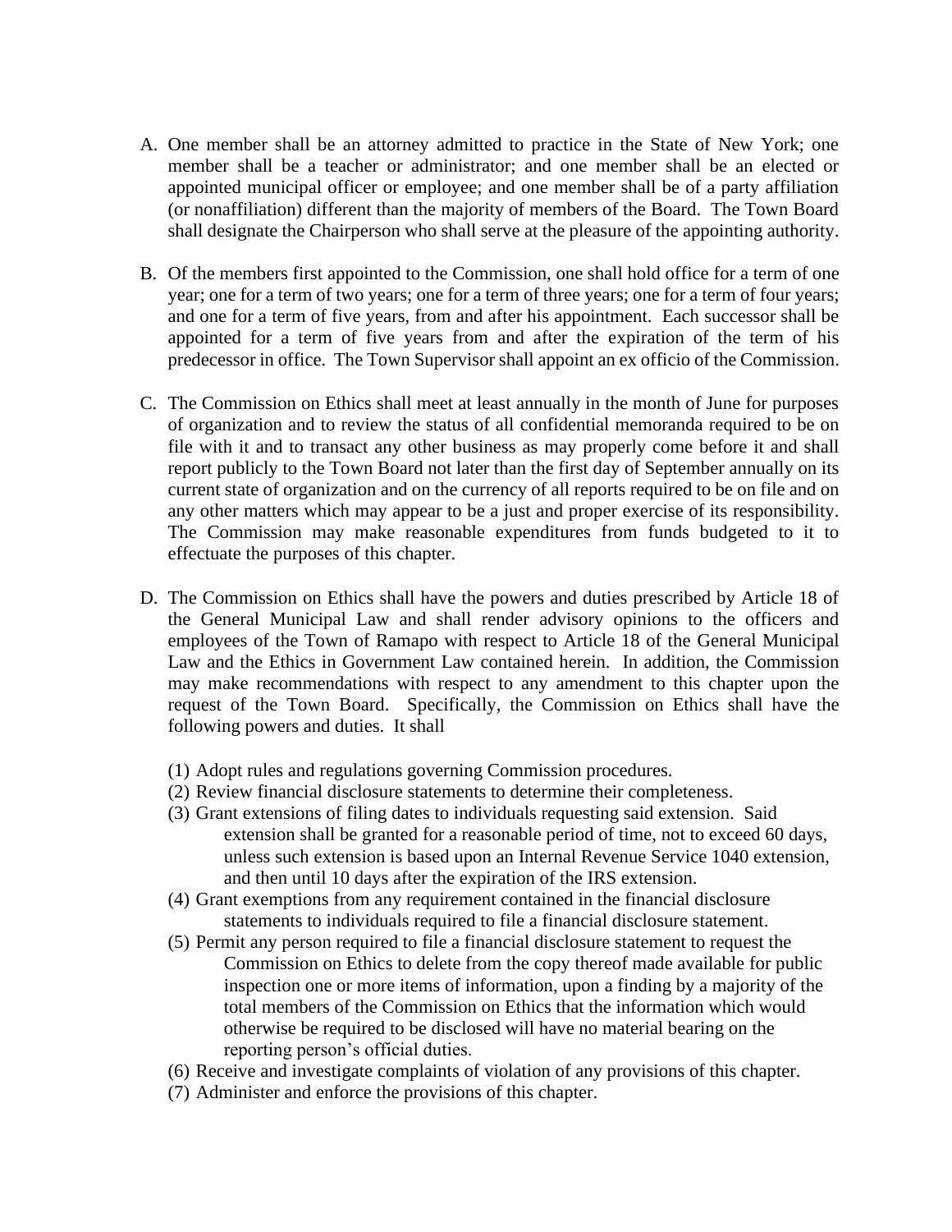A. One member shall be an attorney admitted to practice in the State of New York; one member shall be a teacher or administrator; and one member shall be an elected or appointed municipal officer or employee; and one member shall be of a party affiliation (or nonaffiliation) different than the majority of members of the Board. The Town Board shall designate the Chairperson who shall serve at the pleasure of the appointing authority.

B. Of the members first appointed to the Commission, one shall hold office for a term of one year; one for a term of two years; one for a term of three years; one for a term of four years; and one for a term of five years, from and after his appointment. Each successor shall be appointed for a term of five years from and after the expiration of the term of his predecessor in office. The Town Supervisor shall appoint an ex officio of the Commission.

C. The Commission on Ethics shall meet at least annually in the month of June for purposes of organization and to review the status of all confidential memoranda required to be on file with it and to transact any other business as may properly come before it and shall report publicly to the Town Board not later than the first day of September annually on its current state of organization and on the currency of all reports required to be on file and on any other matters which may appear to be a just and proper exercise of its responsibility. The Commission may make reasonable expenditures from funds budgeted to it to effectuate the purposes of this chapter.

D. The Commission on Ethics shall have the powers and duties prescribed by Article 18 of the General Municipal Law and shall render advisory opinions to the officers and employees of the Town of Ramapo with respect to Article 18 of the General Municipal Law and the Ethics in Government Law contained herein. In addition, the Commission may make recommendations with respect to any amendment to this chapter upon the request of the Town Board. Specifically, the Commission on Ethics shall have the following powers and duties. It shall

   (1) Adopt rules and regulations governing Commission procedures.
   (2) Review financial disclosure statements to determine their completeness.
   (3) Grant extensions of filing dates to individuals requesting said extension. Said extension shall be granted for a reasonable period of time, not to exceed 60 days, unless such extension is based upon an Internal Revenue Service 1040 extension, and then until 10 days after the expiration of the IRS extension.
   (4) Grant exemptions from any requirement contained in the financial disclosure statements to individuals required to file a financial disclosure statement.
   (5) Permit any person required to file a financial disclosure statement to request the Commission on Ethics to delete from the copy thereof made available for public inspection one or more items of information, upon a finding by a majority of the total members of the Commission on Ethics that the information which would otherwise be required to be disclosed will have no material bearing on the reporting person's official duties.
   (6) Receive and investigate complaints of violation of any provisions of this chapter.
   (7) Administer and enforce the provisions of this chapter.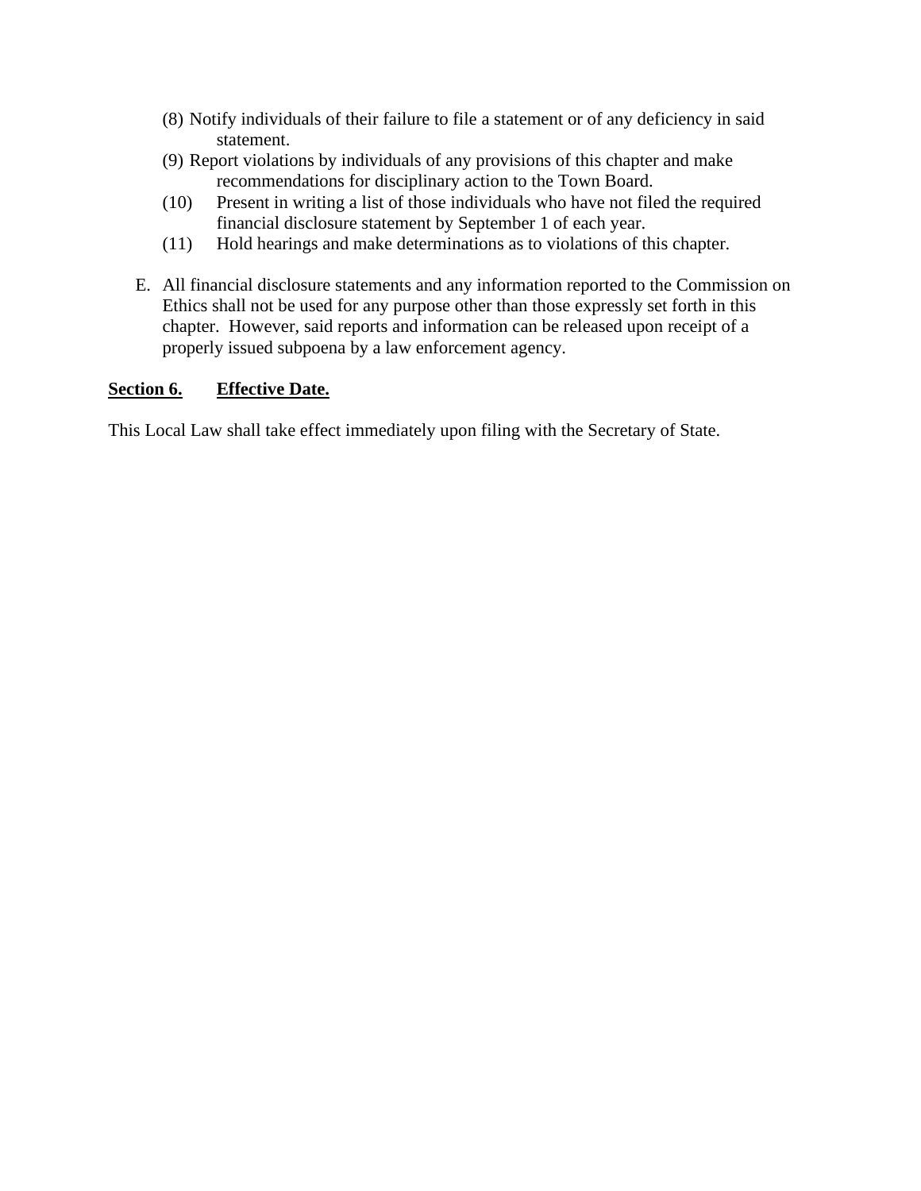(8) Notify individuals of their failure to file a statement or of any deficiency in said statement.

(9) Report violations by individuals of any provisions of this chapter and make recommendations for disciplinary action to the Town Board.

(10) Present in writing a list of those individuals who have not filed the required financial disclosure statement by September 1 of each year.

(11) Hold hearings and make determinations as to violations of this chapter.

E. All financial disclosure statements and any information reported to the Commission on Ethics shall not be used for any purpose other than those expressly set forth in this chapter. However, said reports and information can be released upon receipt of a properly issued subpoena by a law enforcement agency.

**Section 6. Effective Date.**

This Local Law shall take effect immediately upon filing with the Secretary of State.